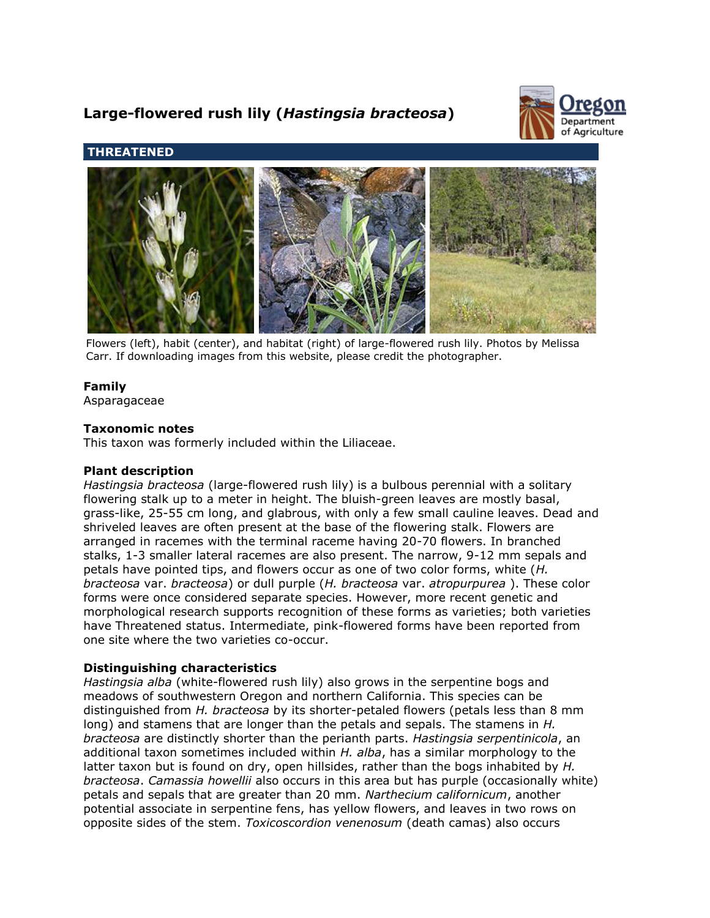# Large-flowered rush lily (*Hastingsia bracteosa*)

## THREATENED

Flowers (left), habit (center), and habitat (right) of large-flowered rush lily. Photos by Melissa Carr. If downloading images from this website, please credit the photographer.

### Family

Asparagaceae

### Taxonomic notes

This taxon was formerly included within the Liliaceae.

### Plant description

*Hastingsia bracteosa* (large-flowered rush lily) is a bulbous perennial with a solitary flowering stalk up to a meter in height. The bluish-green leaves are mostly basal, grass-like, 25-55 cm long, and glabrous, with only a few small cauline leaves. Dead and shriveled leaves are often present at the base of the flowering stalk. Flowers are arranged in racemes with the terminal raceme having 20-70 flowers. In branched stalks, 1-3 smaller lateral racemes are also present. The narrow, 9-12 mm sepals and petals have pointed tips, and flowers occur as one of two color forms, white (*H. bracteosa* var. *bracteosa*) or dull purple (*H. bracteosa* var. *atropurpurea* ). These color forms were once considered separate species. However, more recent genetic and morphological research supports recognition of these forms as varieties; both varieties have Threatened status. Intermediate, pink-flowered forms have been reported from one site where the two varieties co-occur.

### Distinguishing characteristics

*Hastingsia alba* (white-flowered rush lily) also grows in the serpentine bogs and meadows of southwestern Oregon and northern California. This species can be distinguished from *H. bracteosa* by its shorter-petaled flowers (petals less than 8 mm long) and stamens that are longer than the petals and sepals. The stamens in *H. bracteosa* are distinctly shorter than the perianth parts. *Hastingsia serpentinicola*, an additional taxon sometimes included within *H. alba*, has a similar morphology to the latter taxon but is found on dry, open hillsides, rather than the bogs inhabited by *H. bracteosa*. *Camassia howellii* also occurs in this area but has purple (occasionally white) petals and sepals that are greater than 20 mm. *Narthecium californicum*, another potential associate in serpentine fens, has yellow flowers, and leaves in two rows on opposite sides of the stem. *Toxicoscordion venenosum* (death camas) also occurs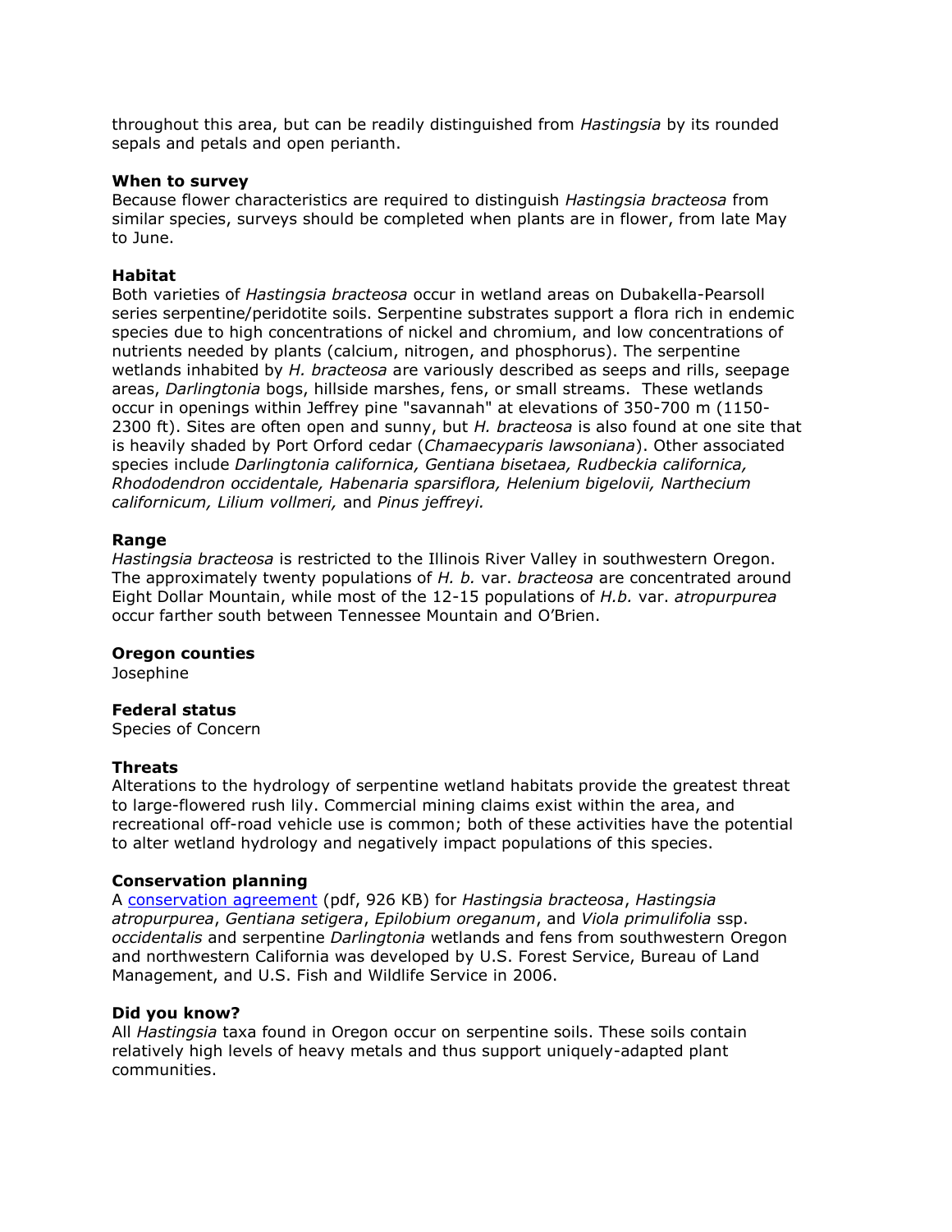throughout this area, but can be readily distinguished from *Hastingsia* by its rounded sepals and petals and open perianth.

**When to survey**
Because flower characteristics are required to distinguish *Hastingsia bracteosa* from similar species, surveys should be completed when plants are in flower, from late May to June.

**Habitat**
Both varieties of *Hastingsia bracteosa* occur in wetland areas on Dubakella-Pearsoll series serpentine/peridotite soils. Serpentine substrates support a flora rich in endemic species due to high concentrations of nickel and chromium, and low concentrations of nutrients needed by plants (calcium, nitrogen, and phosphorus). The serpentine wetlands inhabited by *H. bracteosa* are variously described as seeps and rills, seepage areas, *Darlingtonia* bogs, hillside marshes, fens, or small streams. These wetlands occur in openings within Jeffrey pine "savannah" at elevations of 350-700 m (1150-2300 ft). Sites are often open and sunny, but *H. bracteosa* is also found at one site that is heavily shaded by Port Orford cedar (*Chamaecyparis lawsoniana*). Other associated species include *Darlingtonia californica, Gentiana bisetaea, Rudbeckia californica, Rhododendron occidentale, Habenaria sparsiflora, Helenium bigelovii, Narthecium californicum, Lilium vollmeri,* and *Pinus jeffreyi.*

**Range**
*Hastingsia bracteosa* is restricted to the Illinois River Valley in southwestern Oregon. The approximately twenty populations of *H. b.* var. *bracteosa* are concentrated around Eight Dollar Mountain, while most of the 12-15 populations of *H.b.* var. *atropurpurea* occur farther south between Tennessee Mountain and O'Brien.

**Oregon counties**
Josephine

**Federal status**
Species of Concern

**Threats**
Alterations to the hydrology of serpentine wetland habitats provide the greatest threat to large-flowered rush lily. Commercial mining claims exist within the area, and recreational off-road vehicle use is common; both of these activities have the potential to alter wetland hydrology and negatively impact populations of this species.

**Conservation planning**
A conservation agreement (pdf, 926 KB) for *Hastingsia bracteosa*, *Hastingsia atropurpurea*, *Gentiana setigera*, *Epilobium oreganum*, and *Viola primulifolia* ssp. *occidentalis* and serpentine *Darlingtonia* wetlands and fens from southwestern Oregon and northwestern California was developed by U.S. Forest Service, Bureau of Land Management, and U.S. Fish and Wildlife Service in 2006.

**Did you know?**
All *Hastingsia* taxa found in Oregon occur on serpentine soils. These soils contain relatively high levels of heavy metals and thus support uniquely-adapted plant communities.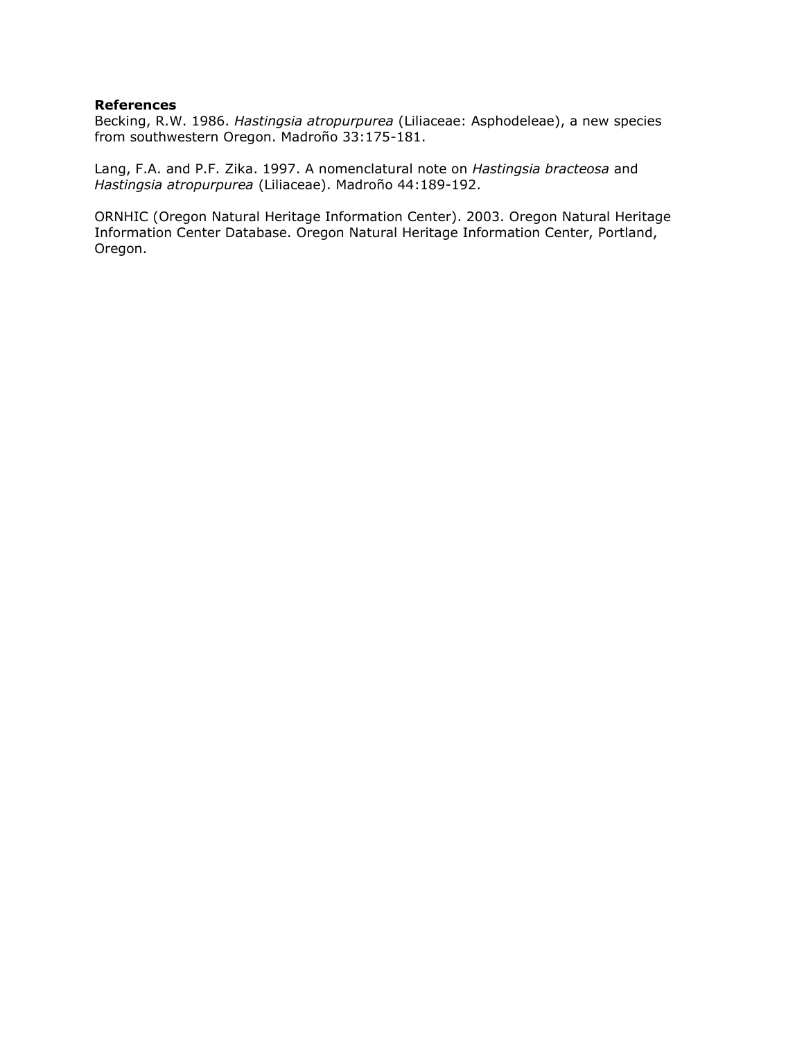**References**

Becking, R.W. 1986. *Hastingsia atropurpurea* (Liliaceae: Asphodeleae), a new species from southwestern Oregon. Madroño 33:175-181.

Lang, F.A. and P.F. Zika. 1997. A nomenclatural note on *Hastingsia bracteosa* and *Hastingsia atropurpurea* (Liliaceae). Madroño 44:189-192.

ORNHIC (Oregon Natural Heritage Information Center). 2003. Oregon Natural Heritage Information Center Database. Oregon Natural Heritage Information Center, Portland, Oregon.